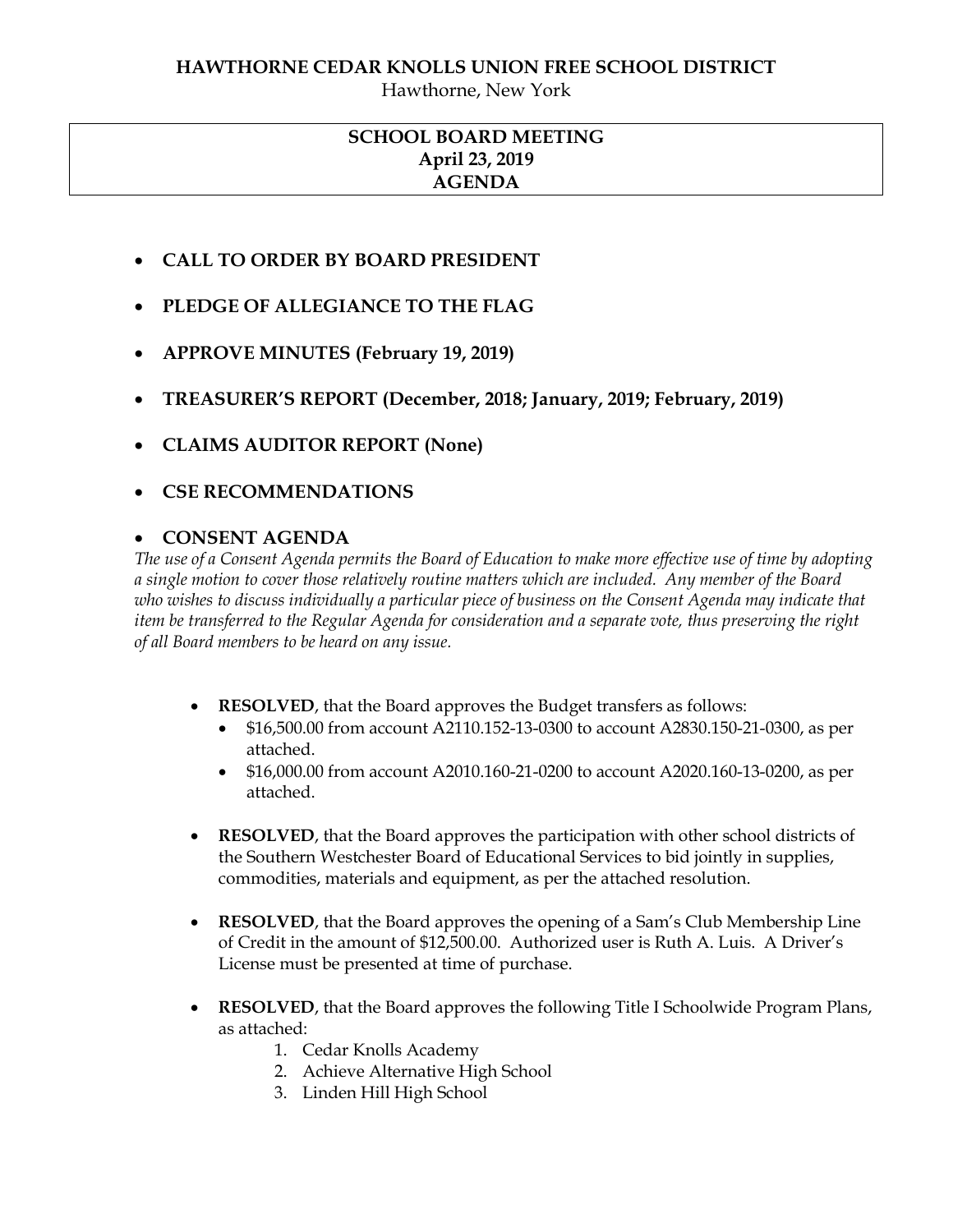**HAWTHORNE CEDAR KNOLLS UNION FREE SCHOOL DISTRICT**

Hawthorne, New York

# SCHOOL BOARD MEETING
## April 23, 2019
## AGENDA

- **CALL TO ORDER BY BOARD PRESIDENT**
- **PLEDGE OF ALLEGIANCE TO THE FLAG**
- **APPROVE MINUTES (February 19, 2019)**
- **TREASURER'S REPORT (December, 2018; January, 2019; February, 2019)**
- **CLAIMS AUDITOR REPORT (None)**
- **CSE RECOMMENDATIONS**
- **CONSENT AGENDA**

*The use of a Consent Agenda permits the Board of Education to make more effective use of time by adopting a single motion to cover those relatively routine matters which are included. Any member of the Board who wishes to discuss individually a particular piece of business on the Consent Agenda may indicate that item be transferred to the Regular Agenda for consideration and a separate vote, thus preserving the right of all Board members to be heard on any issue.*

- **RESOLVED**, that the Board approves the Budget transfers as follows:
  - $16,500.00 from account A2110.152-13-0300 to account A2830.150-21-0300, as per attached.
  - $16,000.00 from account A2010.160-21-0200 to account A2020.160-13-0200, as per attached.
- **RESOLVED**, that the Board approves the participation with other school districts of the Southern Westchester Board of Educational Services to bid jointly in supplies, commodities, materials and equipment, as per the attached resolution.
- **RESOLVED**, that the Board approves the opening of a Sam's Club Membership Line of Credit in the amount of $12,500.00. Authorized user is Ruth A. Luis. A Driver's License must be presented at time of purchase.
- **RESOLVED**, that the Board approves the following Title I Schoolwide Program Plans, as attached:
  1. Cedar Knolls Academy
  2. Achieve Alternative High School
  3. Linden Hill High School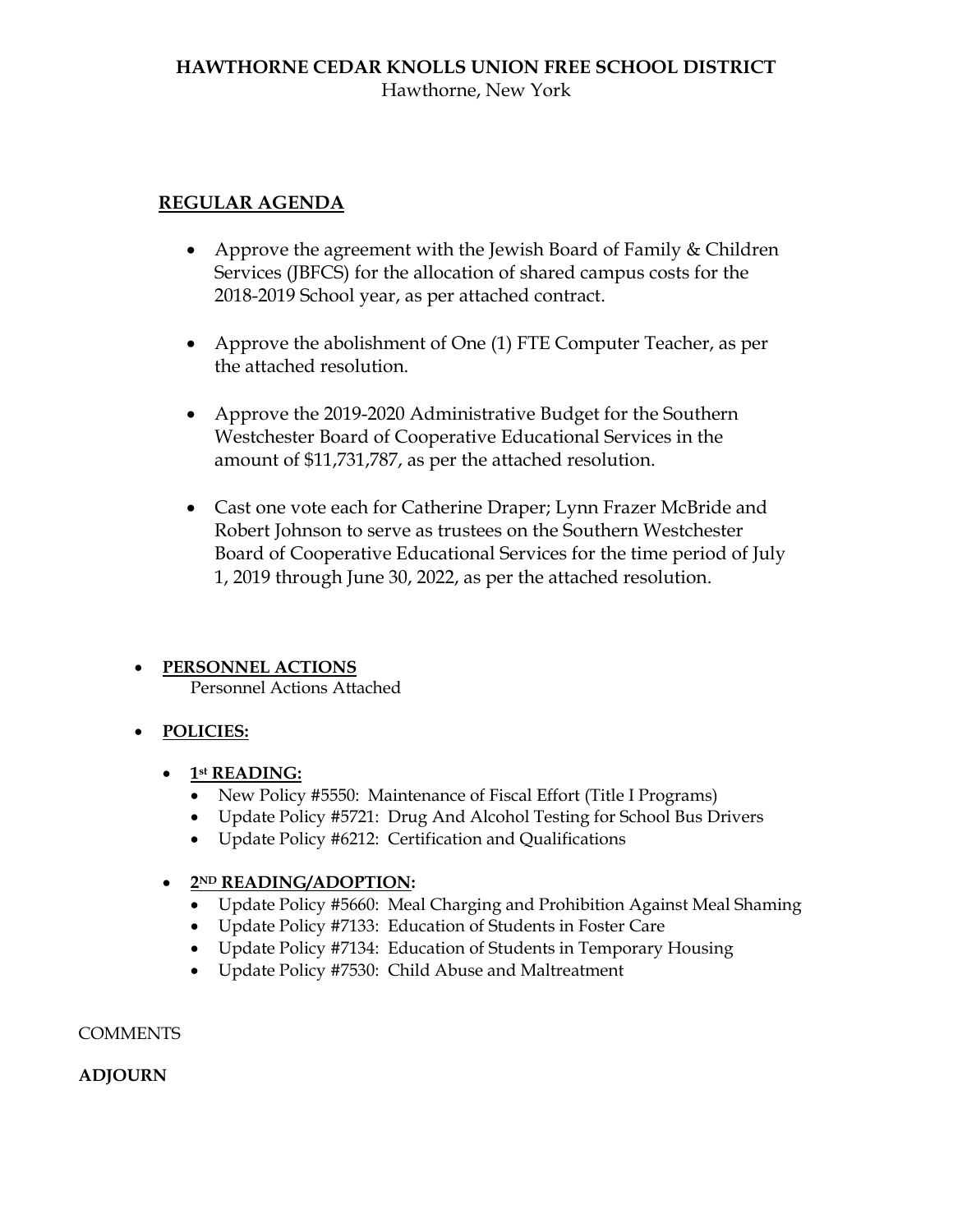**HAWTHORNE CEDAR KNOLLS UNION FREE SCHOOL DISTRICT**
Hawthorne, New York

## REGULAR AGENDA

- Approve the agreement with the Jewish Board of Family & Children Services (JBFCS) for the allocation of shared campus costs for the 2018-2019 School year, as per attached contract.
- Approve the abolishment of One (1) FTE Computer Teacher, as per the attached resolution.
- Approve the 2019-2020 Administrative Budget for the Southern Westchester Board of Cooperative Educational Services in the amount of $11,731,787, as per the attached resolution.
- Cast one vote each for Catherine Draper; Lynn Frazer McBride and Robert Johnson to serve as trustees on the Southern Westchester Board of Cooperative Educational Services for the time period of July 1, 2019 through June 30, 2022, as per the attached resolution.

- **PERSONNEL ACTIONS**
  Personnel Actions Attached

- **POLICIES:**
  - **1st READING:**
    - New Policy #5550: Maintenance of Fiscal Effort (Title I Programs)
    - Update Policy #5721: Drug And Alcohol Testing for School Bus Drivers
    - Update Policy #6212: Certification and Qualifications
  - **2ND READING/ADOPTION:**
    - Update Policy #5660: Meal Charging and Prohibition Against Meal Shaming
    - Update Policy #7133: Education of Students in Foster Care
    - Update Policy #7134: Education of Students in Temporary Housing
    - Update Policy #7530: Child Abuse and Maltreatment

COMMENTS

**ADJOURN**